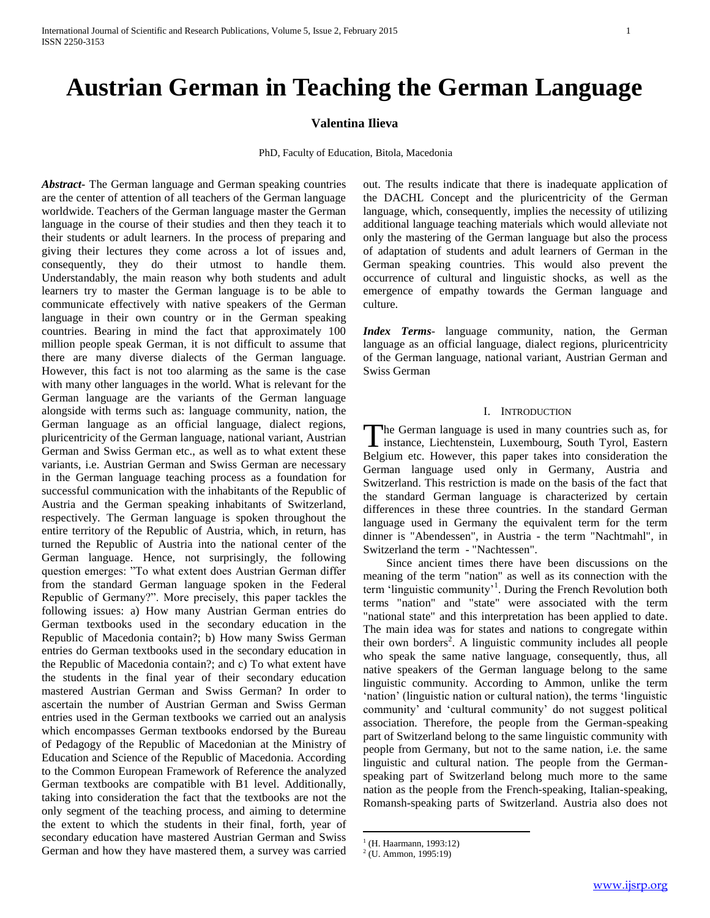# Austrian German in Teaching the German Language

**Valentina Ilieva**

PhD, Faculty of Education, Bitola, Macedonia

***Abstract***- The German language and German speaking countries are the center of attention of all teachers of the German language worldwide. Teachers of the German language master the German language in the course of their studies and then they teach it to their students or adult learners. In the process of preparing and giving their lectures they come across a lot of issues and, consequently, they do their utmost to handle them. Understandably, the main reason why both students and adult learners try to master the German language is to be able to communicate effectively with native speakers of the German language in their own country or in the German speaking countries. Bearing in mind the fact that approximately 100 million people speak German, it is not difficult to assume that there are many diverse dialects of the German language. However, this fact is not too alarming as the same is the case with many other languages in the world. What is relevant for the German language are the variants of the German language alongside with terms such as: language community, nation, the German language as an official language, dialect regions, pluricentricity of the German language, national variant, Austrian German and Swiss German etc., as well as to what extent these variants, i.e. Austrian German and Swiss German are necessary in the German language teaching process as a foundation for successful communication with the inhabitants of the Republic of Austria and the German speaking inhabitants of Switzerland, respectively. The German language is spoken throughout the entire territory of the Republic of Austria, which, in return, has turned the Republic of Austria into the national center of the German language. Hence, not surprisingly, the following question emerges: "To what extent does Austrian German differ from the standard German language spoken in the Federal Republic of Germany?". More precisely, this paper tackles the following issues: a) How many Austrian German entries do German textbooks used in the secondary education in the Republic of Macedonia contain?; b) How many Swiss German entries do German textbooks used in the secondary education in the Republic of Macedonia contain?; and c) To what extent have the students in the final year of their secondary education mastered Austrian German and Swiss German? In order to ascertain the number of Austrian German and Swiss German entries used in the German textbooks we carried out an analysis which encompasses German textbooks endorsed by the Bureau of Pedagogy of the Republic of Macedonian at the Ministry of Education and Science of the Republic of Macedonia. According to the Common European Framework of Reference the analyzed German textbooks are compatible with B1 level. Additionally, taking into consideration the fact that the textbooks are not the only segment of the teaching process, and aiming to determine the extent to which the students in their final, forth, year of secondary education have mastered Austrian German and Swiss German and how they have mastered them, a survey was carried out. The results indicate that there is inadequate application of the DACHL Concept and the pluricentricity of the German language, which, consequently, implies the necessity of utilizing additional language teaching materials which would alleviate not only the mastering of the German language but also the process of adaptation of students and adult learners of German in the German speaking countries. This would also prevent the occurrence of cultural and linguistic shocks, as well as the emergence of empathy towards the German language and culture.

***Index Terms***- language community, nation, the German language as an official language, dialect regions, pluricentricity of the German language, national variant, Austrian German and Swiss German

## I. Introduction

The German language is used in many countries such as, for instance, Liechtenstein, Luxembourg, South Tyrol, Eastern Belgium etc. However, this paper takes into consideration the German language used only in Germany, Austria and Switzerland. This restriction is made on the basis of the fact that the standard German language is characterized by certain differences in these three countries. In the standard German language used in Germany the equivalent term for the term dinner is "Abendessen", in Austria - the term "Nachtmahl", in Switzerland the term - "Nachtessen".

Since ancient times there have been discussions on the meaning of the term "nation" as well as its connection with the term 'linguistic community'[1]. During the French Revolution both terms "nation" and "state" were associated with the term "national state" and this interpretation has been applied to date. The main idea was for states and nations to congregate within their own borders[2]. A linguistic community includes all people who speak the same native language, consequently, thus, all native speakers of the German language belong to the same linguistic community. According to Ammon, unlike the term 'nation' (linguistic nation or cultural nation), the terms 'linguistic community' and 'cultural community' do not suggest political association. Therefore, the people from the German-speaking part of Switzerland belong to the same linguistic community with people from Germany, but not to the same nation, i.e. the same linguistic and cultural nation. The people from the German-speaking part of Switzerland belong much more to the same nation as the people from the French-speaking, Italian-speaking, Romansh-speaking parts of Switzerland. Austria also does not

[1] (H. Haarmann, 1993:12)

[2] (U. Ammon, 1995:19)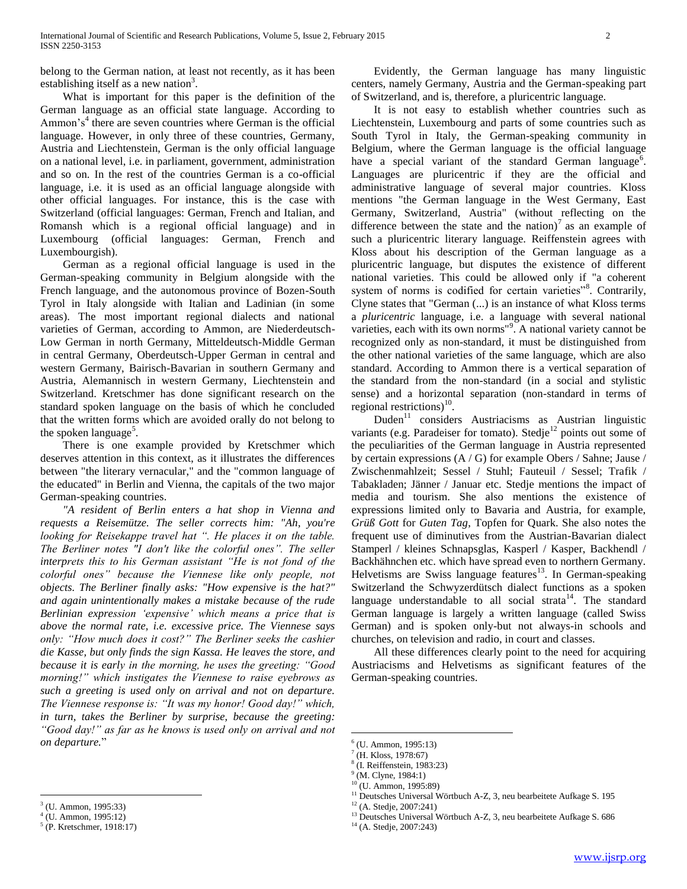belong to the German nation, at least not recently, as it has been establishing itself as a new nation[3].

What is important for this paper is the definition of the German language as an official state language. According to Ammon's[4] there are seven countries where German is the official language. However, in only three of these countries, Germany, Austria and Liechtenstein, German is the only official language on a national level, i.e. in parliament, government, administration and so on. In the rest of the countries German is a co-official language, i.e. it is used as an official language alongside with other official languages. For instance, this is the case with Switzerland (official languages: German, French and Italian, and Romansh which is a regional official language) and in Luxembourg (official languages: German, French and Luxembourgish).

German as a regional official language is used in the German-speaking community in Belgium alongside with the French language, and the autonomous province of Bozen-South Tyrol in Italy alongside with Italian and Ladinian (in some areas). The most important regional dialects and national varieties of German, according to Ammon, are Niederdeutsch-Low German in north Germany, Mitteldeutsch-Middle German in central Germany, Oberdeutsch-Upper German in central and western Germany, Bairisch-Bavarian in southern Germany and Austria, Alemannisch in western Germany, Liechtenstein and Switzerland. Kretschmer has done significant research on the standard spoken language on the basis of which he concluded that the written forms which are avoided orally do not belong to the spoken language[5].

There is one example provided by Kretschmer which deserves attention in this context, as it illustrates the differences between "the literary vernacular," and the "common language of the educated" in Berlin and Vienna, the capitals of the two major German-speaking countries.

*"A resident of Berlin enters a hat shop in Vienna and requests a Reisemütze. The seller corrects him: "Ah, you're looking for Reisekappe travel hat ". He places it on the table. The Berliner notes "I don't like the colorful ones". The seller interprets this to his German assistant "He is not fond of the colorful ones" because the Viennese like only people, not objects. The Berliner finally asks: "How expensive is the hat?" and again unintentionally makes a mistake because of the rude Berlinian expression 'expensive' which means a price that is above the normal rate, i.e. excessive price. The Viennese says only: "How much does it cost?" The Berliner seeks the cashier die Kasse, but only finds the sign Kassa. He leaves the store, and because it is early in the morning, he uses the greeting: "Good morning!" which instigates the Viennese to raise eyebrows as such a greeting is used only on arrival and not on departure. The Viennese response is: "It was my honor! Good day!" which, in turn, takes the Berliner by surprise, because the greeting: "Good day!" as far as he knows is used only on arrival and not on departure.*"

Evidently, the German language has many linguistic centers, namely Germany, Austria and the German-speaking part of Switzerland, and is, therefore, a pluricentric language.

It is not easy to establish whether countries such as Liechtenstein, Luxembourg and parts of some countries such as South Tyrol in Italy, the German-speaking community in Belgium, where the German language is the official language have a special variant of the standard German language[6]. Languages are pluricentric if they are the official and administrative language of several major countries. Kloss mentions "the German language in the West Germany, East Germany, Switzerland, Austria" (without reflecting on the difference between the state and the nation)[7] as an example of such a pluricentric literary language. Reiffenstein agrees with Kloss about his description of the German language as a pluricentric language, but disputes the existence of different national varieties. This could be allowed only if "a coherent system of norms is codified for certain varieties"[8]. Contrarily, Clyne states that "German (...) is an instance of what Kloss terms a *pluricentric* language, i.e. a language with several national varieties, each with its own norms"[9]. A national variety cannot be recognized only as non-standard, it must be distinguished from the other national varieties of the same language, which are also standard. According to Ammon there is a vertical separation of the standard from the non-standard (in a social and stylistic sense) and a horizontal separation (non-standard in terms of regional restrictions)[10].

Duden[11] considers Austriacisms as Austrian linguistic variants (e.g. Paradeiser for tomato). Stedje[12] points out some of the peculiarities of the German language in Austria represented by certain expressions (A / G) for example Obers / Sahne; Jause / Zwischenmahlzeit; Sessel / Stuhl; Fauteuil / Sessel; Trafik / Tabakladen; Jänner / Januar etc. Stedje mentions the impact of media and tourism. She also mentions the existence of expressions limited only to Bavaria and Austria, for example, *Grüß Gott* for *Guten Tag*, Topfen for Quark. She also notes the frequent use of diminutives from the Austrian-Bavarian dialect Stamperl / kleines Schnapsglas, Kasperl / Kasper, Backhendl / Backhähnchen etc. which have spread even to northern Germany. Helvetisms are Swiss language features[13]. In German-speaking Switzerland the Schwyzerdütsch dialect functions as a spoken language understandable to all social strata[14]. The standard German language is largely a written language (called Swiss German) and is spoken only-but not always-in schools and churches, on television and radio, in court and classes.

All these differences clearly point to the need for acquiring Austriacisms and Helvetisms as significant features of the German-speaking countries.

---

[3] (U. Ammon, 1995:33)

[4] (U. Ammon, 1995:12)

[5] (P. Kretschmer, 1918:17)

[6] (U. Ammon, 1995:13)

[7] (H. Kloss, 1978:67)

[8] (I. Reiffenstein, 1983:23)

[9] (M. Clyne, 1984:1)

[10] (U. Ammon, 1995:89)

[11] Deutsches Universal Wörtbuch A-Z, 3, neu bearbeitete Aufkage S. 195

[12] (A. Stedje, 2007:241)

[13] Deutsches Universal Wörtbuch A-Z, 3, neu bearbeitete Aufkage S. 686

[14] (A. Stedje, 2007:243)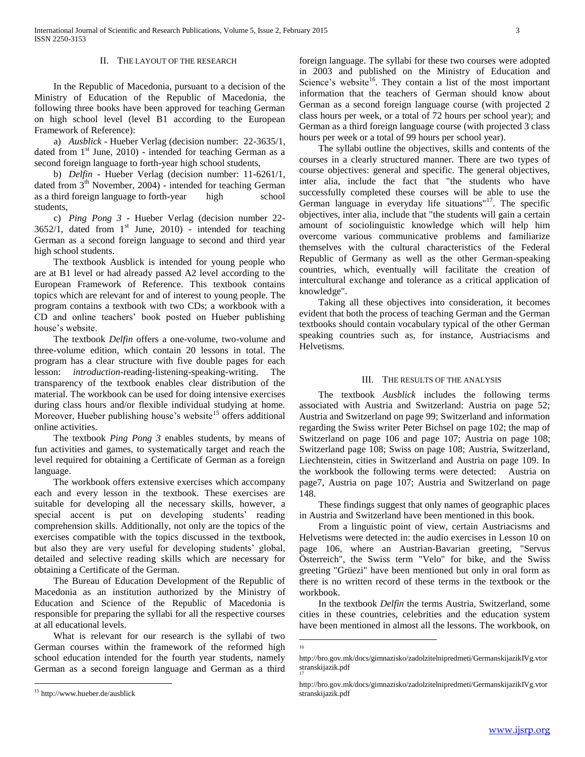## II. The layout of the research

In the Republic of Macedonia, pursuant to a decision of the Ministry of Education of the Republic of Macedonia, the following three books have been approved for teaching German on high school level (level B1 according to the European Framework of Reference):

a) *Ausblick* - Hueber Verlag (decision number: 22-3635/1, dated from 1st June, 2010) - intended for teaching German as a second foreign language to forth-year high school students,

b) *Delfin* - Hueber Verlag (decision number: 11-6261/1, dated from 3th November, 2004) - intended for teaching German as a third foreign language to forth-year high school students,

c) *Ping Pong 3* - Hueber Verlag (decision number 22-3652/1, dated from 1st June, 2010) - intended for teaching German as a second foreign language to second and third year high school students.

The textbook Ausblick is intended for young people who are at B1 level or had already passed A2 level according to the European Framework of Reference. This textbook contains topics which are relevant for and of interest to young people. The program contains a textbook with two CDs; a workbook with a CD and online teachers' book posted on Hueber publishing house's website.

The textbook *Delfin* offers a one-volume, two-volume and three-volume edition, which contain 20 lessons in total. The program has a clear structure with five double pages for each lesson: *introduction*-reading-listening-speaking-writing. The transparency of the textbook enables clear distribution of the material. The workbook can be used for doing intensive exercises during class hours and/or flexible individual studying at home. Moreover, Hueber publishing house's website[15] offers additional online activities.

The textbook *Ping Pong 3* enables students, by means of fun activities and games, to systematically target and reach the level required for obtaining a Certificate of German as a foreign language.

The workbook offers extensive exercises which accompany each and every lesson in the textbook. These exercises are suitable for developing all the necessary skills, however, a special accent is put on developing students' reading comprehension skills. Additionally, not only are the topics of the exercises compatible with the topics discussed in the textbook, but also they are very useful for developing students' global, detailed and selective reading skills which are necessary for obtaining a Certificate of the German.

The Bureau of Education Development of the Republic of Macedonia as an institution authorized by the Ministry of Education and Science of the Republic of Macedonia is responsible for preparing the syllabi for all the respective courses at all educational levels.

What is relevant for our research is the syllabi of two German courses within the framework of the reformed high school education intended for the fourth year students, namely German as a second foreign language and German as a third foreign language. The syllabi for these two courses were adopted in 2003 and published on the Ministry of Education and Science's website[16]. They contain a list of the most important information that the teachers of German should know about German as a second foreign language course (with projected 2 class hours per week, or a total of 72 hours per school year); and German as a third foreign language course (with projected 3 class hours per week or a total of 99 hours per school year).

The syllabi outline the objectives, skills and contents of the courses in a clearly structured manner. There are two types of course objectives: general and specific. The general objectives, inter alia, include the fact that "the students who have successfully completed these courses will be able to use the German language in everyday life situations"[17]. The specific objectives, inter alia, include that "the students will gain a certain amount of sociolinguistic knowledge which will help him overcome various communicative problems and familiarize themselves with the cultural characteristics of the Federal Republic of Germany as well as the other German-speaking countries, which, eventually will facilitate the creation of intercultural exchange and tolerance as a critical application of knowledge".

Taking all these objectives into consideration, it becomes evident that both the process of teaching German and the German textbooks should contain vocabulary typical of the other German speaking countries such as, for instance, Austriacisms and Helvetisms.

## III. The results of the analysis

The textbook *Ausblick* includes the following terms associated with Austria and Switzerland: Austria on page 52; Austria and Switzerland on page 99; Switzerland and information regarding the Swiss writer Peter Bichsel on page 102; the map of Switzerland on page 106 and page 107; Austria on page 108; Switzerland page 108; Swiss on page 108; Austria, Switzerland, Liechtenstein, cities in Switzerland and Austria on page 109. In the workbook the following terms were detected: Austria on page7, Austria on page 107; Austria and Switzerland on page 148.

These findings suggest that only names of geographic places in Austria and Switzerland have been mentioned in this book.

From a linguistic point of view, certain Austriacisms and Helvetisms were detected in: the audio exercises in Lesson 10 on page 106, where an Austrian-Bavarian greeting, "Servus Österreich", the Swiss term "Velo" for bike, and the Swiss greeting "Grüezi" have been mentioned but only in oral form as there is no written record of these terms in the textbook or the workbook.

In the textbook *Delfin* the terms Austria, Switzerland, some cities in these countries, celebrities and the education system have been mentioned in almost all the lessons. The workbook, on

---

[15] http://www.hueber.de/ausblick

[16] http://bro.gov.mk/docs/gimnazisko/zadolzitelnipredmeti/GermanskijazikIVg.vtorstranskijazik.pdf

[17] http://bro.gov.mk/docs/gimnazisko/zadolzitelnipredmeti/GermanskijazikIVg.vtorstranskijazik.pdf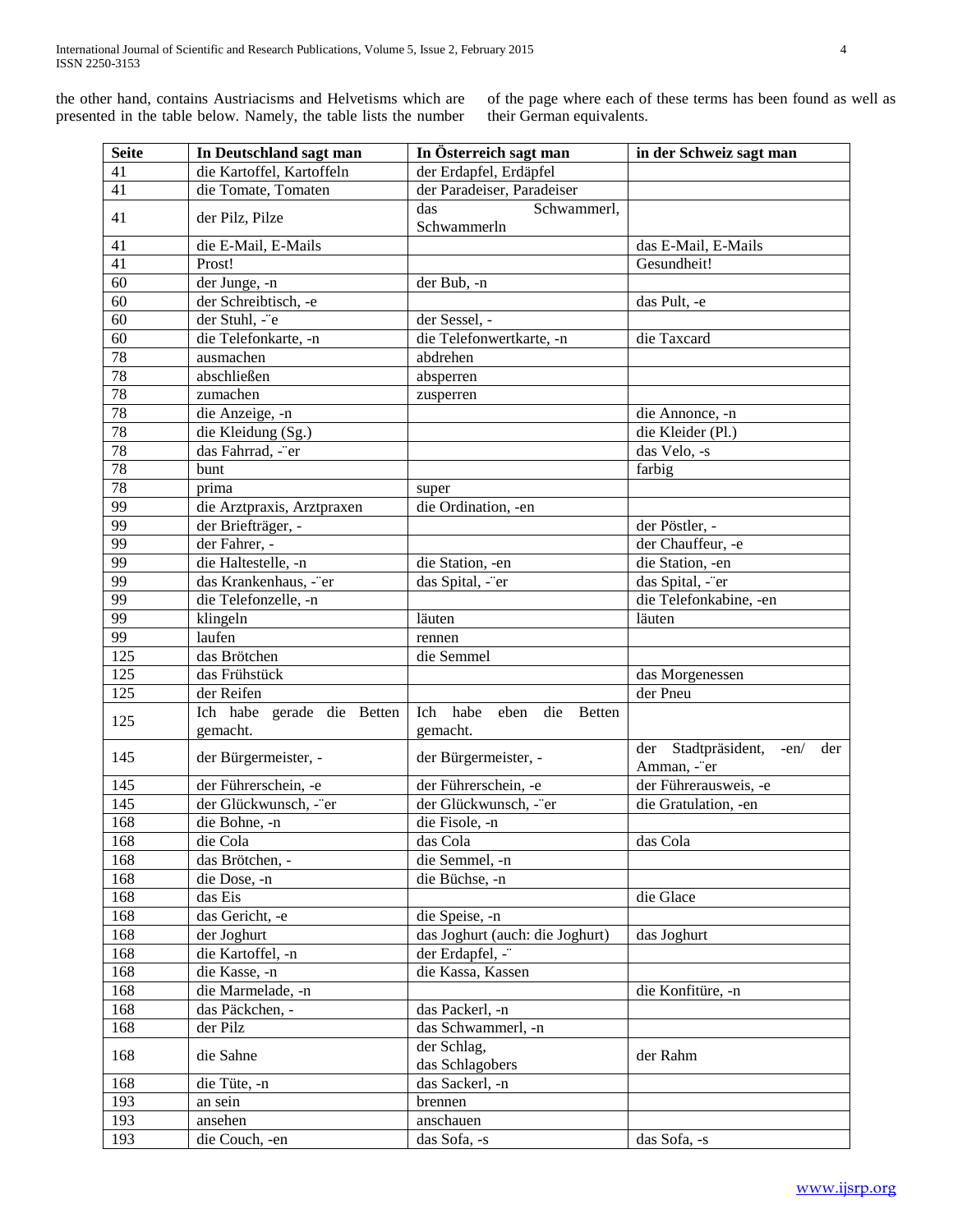the other hand, contains Austriacisms and Helvetisms which are presented in the table below. Namely, the table lists the number of the page where each of these terms has been found as well as their German equivalents.

| Seite | In Deutschland sagt man | In Österreich sagt man | in der Schweiz sagt man |
|---|---|---|---|
| 41 | die Kartoffel, Kartoffeln | der Erdapfel, Erdäpfel | |
| 41 | die Tomate, Tomaten | der Paradeiser, Paradeiser | |
| 41 | der Pilz, Pilze | das Schwammerl, Schwammerln | |
| 41 | die E-Mail, E-Mails | | das E-Mail, E-Mails |
| 41 | Prost! | | Gesundheit! |
| 60 | der Junge, -n | der Bub, -n | |
| 60 | der Schreibtisch, -e | | das Pult, -e |
| 60 | der Stuhl, -¨e | der Sessel, - | |
| 60 | die Telefonkarte, -n | die Telefonwertkarte, -n | die Taxcard |
| 78 | ausmachen | abdrehen | |
| 78 | abschließen | absperren | |
| 78 | zumachen | zusperren | |
| 78 | die Anzeige, -n | | die Annonce, -n |
| 78 | die Kleidung (Sg.) | | die Kleider (Pl.) |
| 78 | das Fahrrad, -¨er | | das Velo, -s |
| 78 | bunt | | farbig |
| 78 | prima | super | |
| 99 | die Arztpraxis, Arztpraxen | die Ordination, -en | |
| 99 | der Briefträger, - | | der Pöstler, - |
| 99 | der Fahrer, - | | der Chauffeur, -e |
| 99 | die Haltestelle, -n | die Station, -en | die Station, -en |
| 99 | das Krankenhaus, -¨er | das Spital, -¨er | das Spital, -¨er |
| 99 | die Telefonzelle, -n | | die Telefonkabine, -en |
| 99 | klingeln | läuten | läuten |
| 99 | laufen | rennen | |
| 125 | das Brötchen | die Semmel | |
| 125 | das Frühstück | | das Morgenessen |
| 125 | der Reifen | | der Pneu |
| 125 | Ich habe gerade die Betten gemacht. | Ich habe eben die Betten gemacht. | |
| 145 | der Bürgermeister, - | der Bürgermeister, - | der Stadtpräsident, -en/ der Amman, -¨er |
| 145 | der Führerschein, -e | der Führerschein, -e | der Führerausweis, -e |
| 145 | der Glückwunsch, -¨er | der Glückwunsch, -¨er | die Gratulation, -en |
| 168 | die Bohne, -n | die Fisole, -n | |
| 168 | die Cola | das Cola | das Cola |
| 168 | das Brötchen, - | die Semmel, -n | |
| 168 | die Dose, -n | die Büchse, -n | |
| 168 | das Eis | | die Glace |
| 168 | das Gericht, -e | die Speise, -n | |
| 168 | der Joghurt | das Joghurt (auch: die Joghurt) | das Joghurt |
| 168 | die Kartoffel, -n | der Erdapfel, -¨ | |
| 168 | die Kasse, -n | die Kassa, Kassen | |
| 168 | die Marmelade, -n | | die Konfitüre, -n |
| 168 | das Päckchen, - | das Packerl, -n | |
| 168 | der Pilz | das Schwammerl, -n | |
| 168 | die Sahne | der Schlag, das Schlagobers | der Rahm |
| 168 | die Tüte, -n | das Sackerl, -n | |
| 193 | an sein | brennen | |
| 193 | ansehen | anschauen | |
| 193 | die Couch, -en | das Sofa, -s | das Sofa, -s |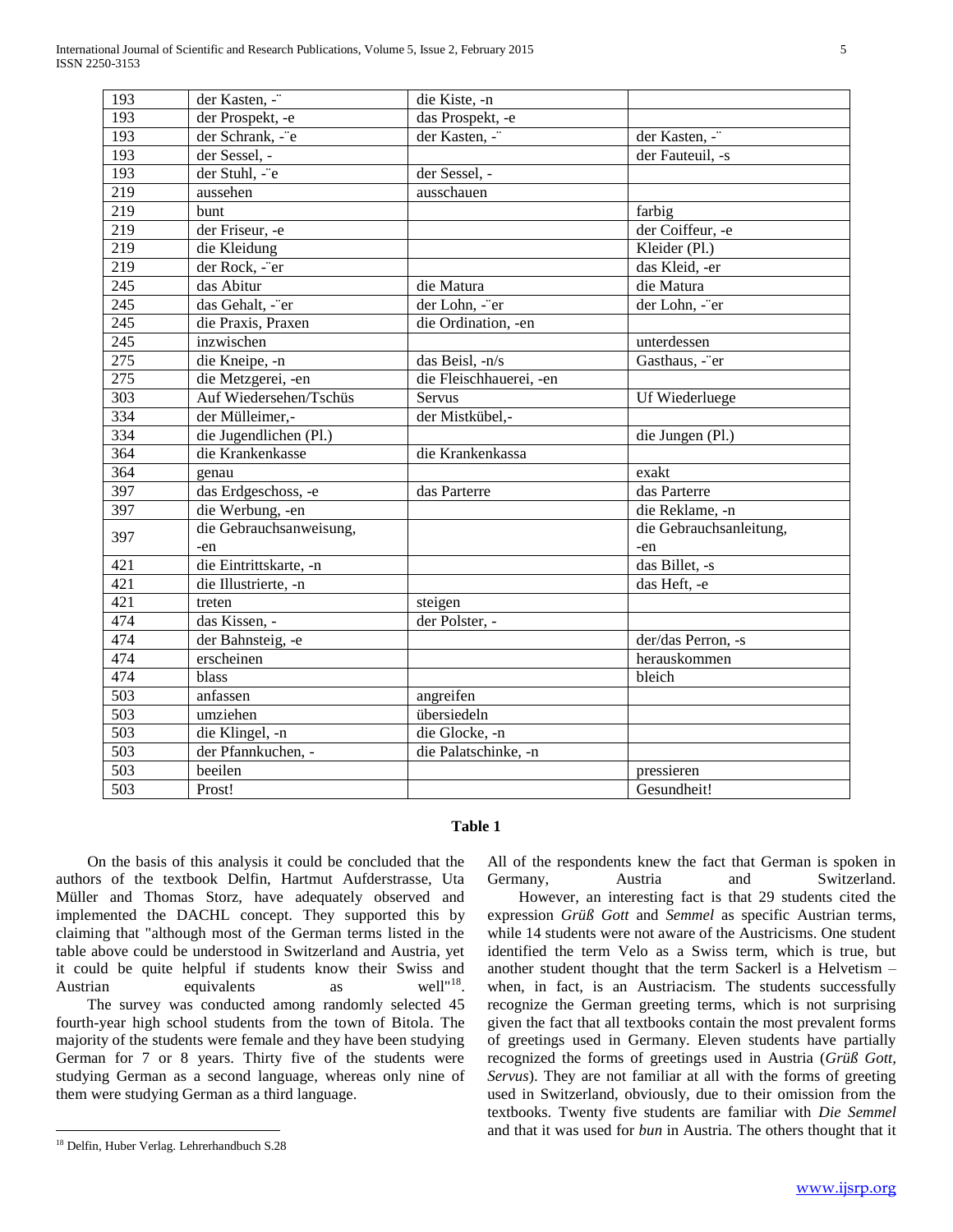| 193 | der Kasten, -¨ | die Kiste, -n | |
|---|---|---|---|
| 193 | der Prospekt, -e | das Prospekt, -e | |
| 193 | der Schrank, -¨e | der Kasten, -¨ | der Kasten, -¨ |
| 193 | der Sessel, - | | der Fauteuil, -s |
| 193 | der Stuhl, -¨e | der Sessel, - | |
| 219 | aussehen | ausschauen | |
| 219 | bunt | | farbig |
| 219 | der Friseur, -e | | der Coiffeur, -e |
| 219 | die Kleidung | | Kleider (Pl.) |
| 219 | der Rock, -¨er | | das Kleid, -er |
| 245 | das Abitur | die Matura | die Matura |
| 245 | das Gehalt, -¨er | der Lohn, -¨er | der Lohn, -¨er |
| 245 | die Praxis, Praxen | die Ordination, -en | |
| 245 | inzwischen | | unterdessen |
| 275 | die Kneipe, -n | das Beisl, -n/s | Gasthaus, -¨er |
| 275 | die Metzgerei, -en | die Fleischhauerei, -en | |
| 303 | Auf Wiedersehen/Tschüs | Servus | Uf Wiederluege |
| 334 | der Mülleimer,- | der Mistkübel,- | |
| 334 | die Jugendlichen (Pl.) | | die Jungen (Pl.) |
| 364 | die Krankenkasse | die Krankenkassa | |
| 364 | genau | | exakt |
| 397 | das Erdgeschoss, -e | das Parterre | das Parterre |
| 397 | die Werbung, -en | | die Reklame, -n |
| 397 | die Gebrauchsanweisung, -en | | die Gebrauchsanleitung, -en |
| 421 | die Eintrittskarte, -n | | das Billet, -s |
| 421 | die Illustrierte, -n | | das Heft, -e |
| 421 | treten | steigen | |
| 474 | das Kissen, - | der Polster, - | |
| 474 | der Bahnsteig, -e | | der/das Perron, -s |
| 474 | erscheinen | | herauskommen |
| 474 | blass | | bleich |
| 503 | anfassen | angreifen | |
| 503 | umziehen | übersiedeln | |
| 503 | die Klingel, -n | die Glocke, -n | |
| 503 | der Pfannkuchen, - | die Palatschinke, -n | |
| 503 | beeilen | | pressieren |
| 503 | Prost! | | Gesundheit! |

**Table 1**

On the basis of this analysis it could be concluded that the authors of the textbook Delfin, Hartmut Aufderstrasse, Uta Müller and Thomas Storz, have adequately observed and implemented the DACHL concept. They supported this by claiming that "although most of the German terms listed in the table above could be understood in Switzerland and Austria, yet it could be quite helpful if students know their Swiss and Austrian equivalents as well"[18].

The survey was conducted among randomly selected 45 fourth-year high school students from the town of Bitola. The majority of the students were female and they have been studying German for 7 or 8 years. Thirty five of the students were studying German as a second language, whereas only nine of them were studying German as a third language.

All of the respondents knew the fact that German is spoken in Germany, Austria and Switzerland.

However, an interesting fact is that 29 students cited the expression *Grüß Gott* and *Semmel* as specific Austrian terms, while 14 students were not aware of the Austricisms. One student identified the term Velo as a Swiss term, which is true, but another student thought that the term Sackerl is a Helvetism – when, in fact, is an Austriacism. The students successfully recognize the German greeting terms, which is not surprising given the fact that all textbooks contain the most prevalent forms of greetings used in Germany. Eleven students have partially recognized the forms of greetings used in Austria (*Grüß Gott*, *Servus*). They are not familiar at all with the forms of greeting used in Switzerland, obviously, due to their omission from the textbooks. Twenty five students are familiar with *Die Semmel* and that it was used for *bun* in Austria. The others thought that it

[18] Delfin, Huber Verlag. Lehrerhandbuch S.28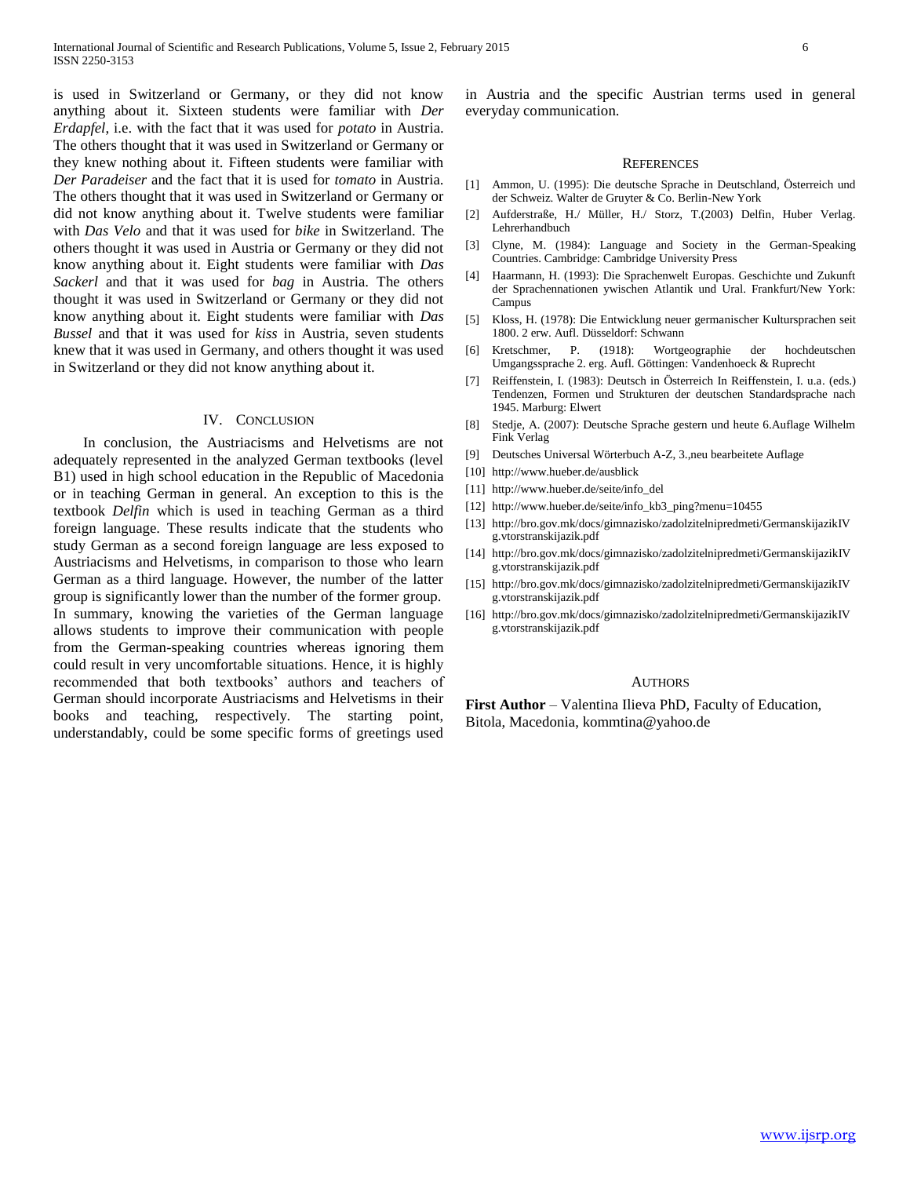is used in Switzerland or Germany, or they did not know anything about it. Sixteen students were familiar with *Der Erdapfel*, i.e. with the fact that it was used for *potato* in Austria. The others thought that it was used in Switzerland or Germany or they knew nothing about it. Fifteen students were familiar with *Der Paradeiser* and the fact that it is used for *tomato* in Austria. The others thought that it was used in Switzerland or Germany or did not know anything about it. Twelve students were familiar with *Das Velo* and that it was used for *bike* in Switzerland. The others thought it was used in Austria or Germany or they did not know anything about it. Eight students were familiar with *Das Sackerl* and that it was used for *bag* in Austria. The others thought it was used in Switzerland or Germany or they did not know anything about it. Eight students were familiar with *Das Bussel* and that it was used for *kiss* in Austria, seven students knew that it was used in Germany, and others thought it was used in Switzerland or they did not know anything about it.

## IV. Conclusion

In conclusion, the Austriacisms and Helvetisms are not adequately represented in the analyzed German textbooks (level B1) used in high school education in the Republic of Macedonia or in teaching German in general. An exception to this is the textbook *Delfin* which is used in teaching German as a third foreign language. These results indicate that the students who study German as a second foreign language are less exposed to Austriacisms and Helvetisms, in comparison to those who learn German as a third language. However, the number of the latter group is significantly lower than the number of the former group. In summary, knowing the varieties of the German language allows students to improve their communication with people from the German-speaking countries whereas ignoring them could result in very uncomfortable situations. Hence, it is highly recommended that both textbooks' authors and teachers of German should incorporate Austriacisms and Helvetisms in their books and teaching, respectively. The starting point, understandably, could be some specific forms of greetings used in Austria and the specific Austrian terms used in general everyday communication.

## References

[1] Ammon, U. (1995): Die deutsche Sprache in Deutschland, Österreich und der Schweiz. Walter de Gruyter & Co. Berlin-New York

[2] Aufderstraße, H./ Müller, H./ Storz, T.(2003) Delfin, Huber Verlag. Lehrerhandbuch

[3] Clyne, M. (1984): Language and Society in the German-Speaking Countries. Cambridge: Cambridge University Press

[4] Haarmann, H. (1993): Die Sprachenwelt Europas. Geschichte und Zukunft der Sprachennationen ywischen Atlantik und Ural. Frankfurt/New York: Campus

[5] Kloss, H. (1978): Die Entwicklung neuer germanischer Kultursprachen seit 1800. 2 erw. Aufl. Düsseldorf: Schwann

[6] Kretschmer, P. (1918): Wortgeographie der hochdeutschen Umgangssprache 2. erg. Aufl. Göttingen: Vandenhoeck & Ruprecht

[7] Reiffenstein, I. (1983): Deutsch in Österreich In Reiffenstein, I. u.a. (eds.) Tendenzen, Formen und Strukturen der deutschen Standardsprache nach 1945. Marburg: Elwert

[8] Stedje, A. (2007): Deutsche Sprache gestern und heute 6.Auflage Wilhelm Fink Verlag

[9] Deutsches Universal Wörterbuch A-Z, 3.,neu bearbeitete Auflage

[10] http://www.hueber.de/ausblick

[11] http://www.hueber.de/seite/info_del

[12] http://www.hueber.de/seite/info_kb3_ping?menu=10455

[13] http://bro.gov.mk/docs/gimnazisko/zadolzitelnipredmeti/GermanskijazikIVg.vtorstranskijazik.pdf

[14] http://bro.gov.mk/docs/gimnazisko/zadolzitelnipredmeti/GermanskijazikIVg.vtorstranskijazik.pdf

[15] http://bro.gov.mk/docs/gimnazisko/zadolzitelnipredmeti/GermanskijazikIVg.vtorstranskijazik.pdf

[16] http://bro.gov.mk/docs/gimnazisko/zadolzitelnipredmeti/GermanskijazikIVg.vtorstranskijazik.pdf

## Authors

**First Author** – Valentina Ilieva PhD, Faculty of Education, Bitola, Macedonia, kommtina@yahoo.de